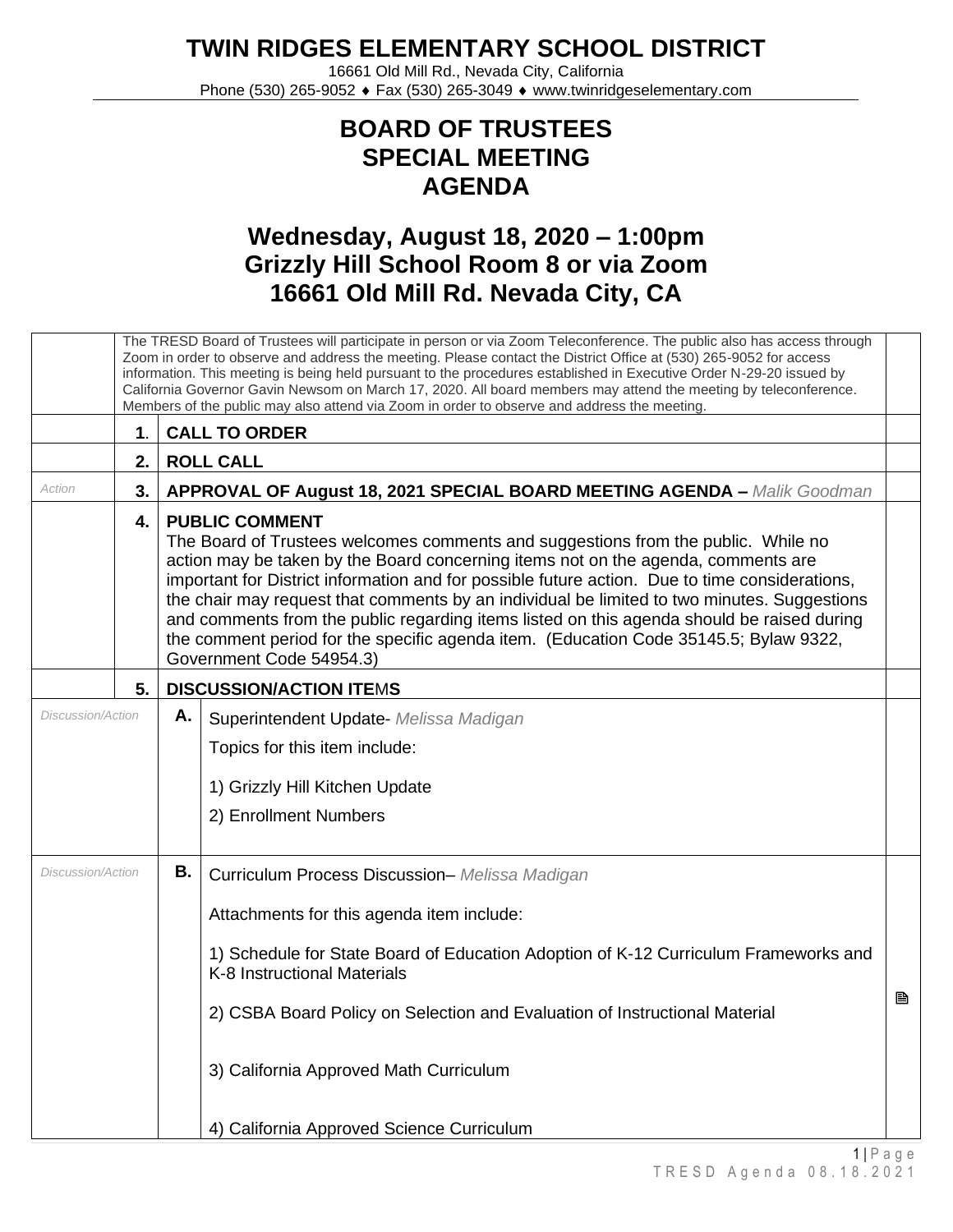# TWIN RIDGES ELEMENTARY SCHOOL DISTRICT

16661 Old Mill Rd., Nevada City, California
Phone (530) 265-9052 ♦ Fax (530) 265-3049 ♦ www.twinridgeselementary.com

## BOARD OF TRUSTEES
## SPECIAL MEETING
## AGENDA

## Wednesday, August 18, 2020 – 1:00pm
## Grizzly Hill School Room 8 or via Zoom
## 16661 Old Mill Rd. Nevada City, CA

| | | | | |
|---|---|---|---|---|
| | The TRESD Board of Trustees will participate in person or via Zoom Teleconference. The public also has access through Zoom in order to observe and address the meeting. Please contact the District Office at (530) 265-9052 for access information. This meeting is being held pursuant to the procedures established in Executive Order N-29-20 issued by California Governor Gavin Newsom on March 17, 2020. All board members may attend the meeting by teleconference. Members of the public may also attend via Zoom in order to observe and address the meeting. | | | |
| | **1.** | **CALL TO ORDER** | | |
| | **2.** | **ROLL CALL** | | |
| *Action* | **3.** | **APPROVAL OF August 18, 2021 SPECIAL BOARD MEETING AGENDA –** *Malik Goodman* | | |
| | **4.** | **PUBLIC COMMENT**<br>The Board of Trustees welcomes comments and suggestions from the public. While no action may be taken by the Board concerning items not on the agenda, comments are important for District information and for possible future action. Due to time considerations, the chair may request that comments by an individual be limited to two minutes. Suggestions and comments from the public regarding items listed on this agenda should be raised during the comment period for the specific agenda item. (Education Code 35145.5; Bylaw 9322, Government Code 54954.3) | | |
| | **5.** | **DISCUSSION/ACTION ITEMS** | | |
| *Discussion/Action* | **A.** | Superintendent Update- *Melissa Madigan*<br><br>Topics for this item include:<br><br>1) Grizzly Hill Kitchen Update<br><br>2) Enrollment Numbers | | |
| *Discussion/Action* | **B.** | Curriculum Process Discussion– *Melissa Madigan*<br><br>Attachments for this agenda item include:<br><br>1) Schedule for State Board of Education Adoption of K-12 Curriculum Frameworks and K-8 Instructional Materials<br><br>2) CSBA Board Policy on Selection and Evaluation of Instructional Material<br><br>3) California Approved Math Curriculum<br><br>4) California Approved Science Curriculum | 🖹 | |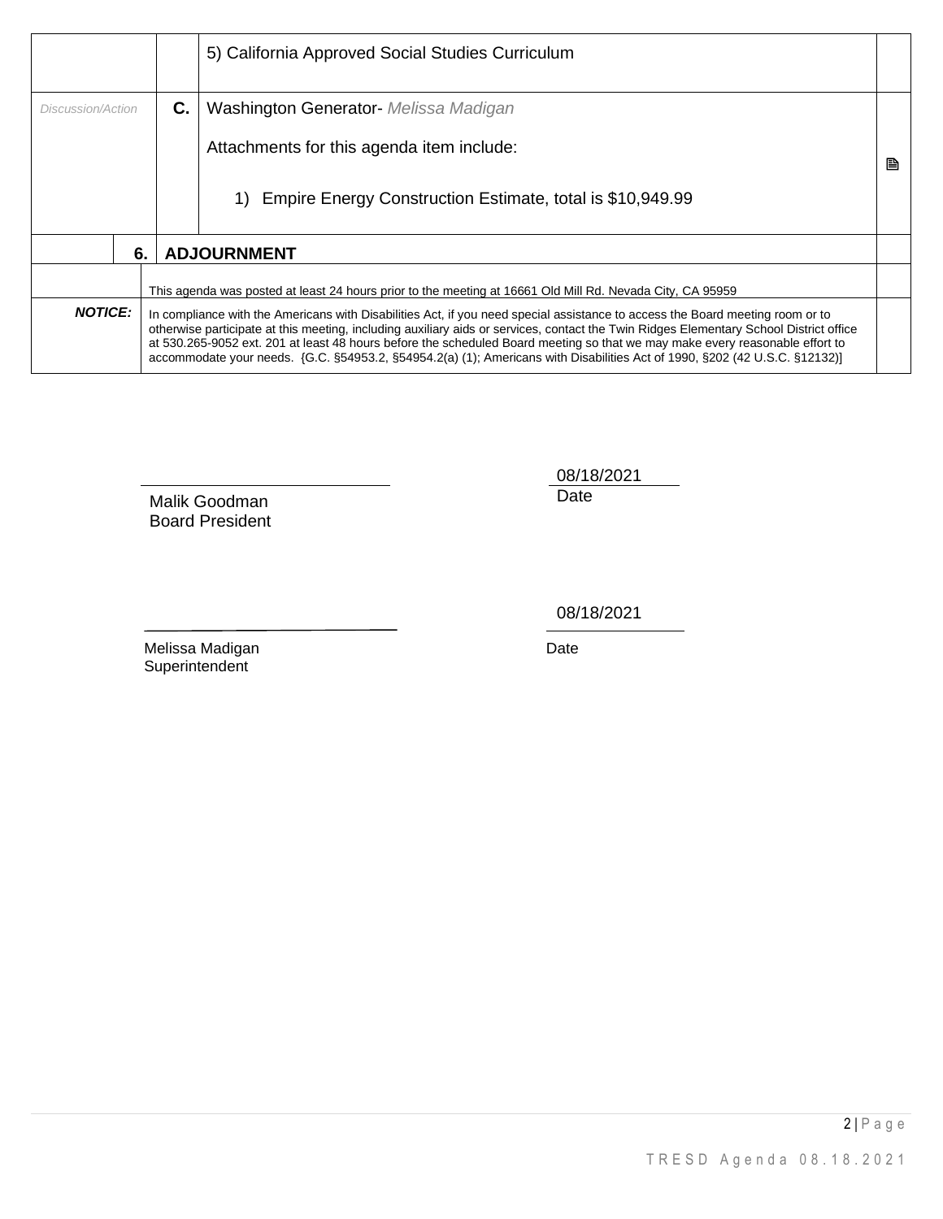| | | | |
|---|---|---|---|
| | | 5) California Approved Social Studies Curriculum | |
| *Discussion/Action* | **C.** | Washington Generator- *Melissa Madigan*<br><br>Attachments for this agenda item include:<br><br>1) Empire Energy Construction Estimate, total is $10,949.99 | 🖹 |
| **6.** | **ADJOURNMENT** | | |
| | This agenda was posted at least 24 hours prior to the meeting at 16661 Old Mill Rd. Nevada City, CA 95959 | | |
| ***NOTICE:*** | In compliance with the Americans with Disabilities Act, if you need special assistance to access the Board meeting room or to otherwise participate at this meeting, including auxiliary aids or services, contact the Twin Ridges Elementary School District office at 530.265-9052 ext. 201 at least 48 hours before the scheduled Board meeting so that we may make every reasonable effort to accommodate your needs. {G.C. §54953.2, §54954.2(a) (1); Americans with Disabilities Act of 1990, §202 (42 U.S.C. §12132)] | | |

_______________________ 08/18/2021

Malik Goodman — Date
Board President

_______________________ 08/18/2021

Melissa Madigan — Date
Superintendent